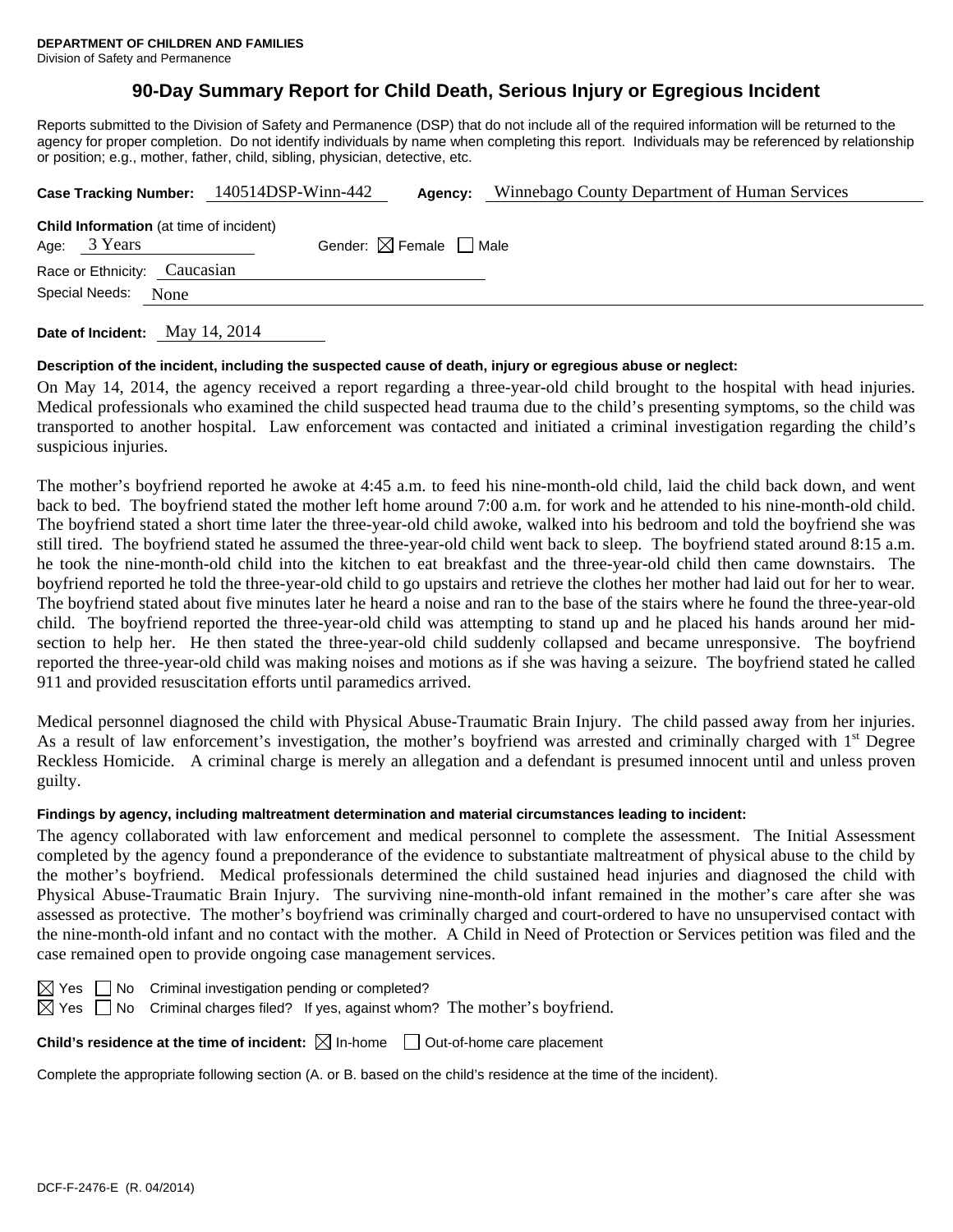**DEPARTMENT OF CHILDREN AND FAMILIES**
Division of Safety and Permanence

# 90-Day Summary Report for Child Death, Serious Injury or Egregious Incident

Reports submitted to the Division of Safety and Permanence (DSP) that do not include all of the required information will be returned to the agency for proper completion. Do not identify individuals by name when completing this report. Individuals may be referenced by relationship or position; e.g., mother, father, child, sibling, physician, detective, etc.

**Case Tracking Number:** 140514DSP-Winn-442 **Agency:** Winnebago County Department of Human Services

**Child Information** (at time of incident)
Age: 3 Years Gender: ☒ Female ☐ Male
Race or Ethnicity: Caucasian
Special Needs: None

**Date of Incident:** May 14, 2014

**Description of the incident, including the suspected cause of death, injury or egregious abuse or neglect:**

On May 14, 2014, the agency received a report regarding a three-year-old child brought to the hospital with head injuries. Medical professionals who examined the child suspected head trauma due to the child's presenting symptoms, so the child was transported to another hospital. Law enforcement was contacted and initiated a criminal investigation regarding the child's suspicious injuries.

The mother's boyfriend reported he awoke at 4:45 a.m. to feed his nine-month-old child, laid the child back down, and went back to bed. The boyfriend stated the mother left home around 7:00 a.m. for work and he attended to his nine-month-old child. The boyfriend stated a short time later the three-year-old child awoke, walked into his bedroom and told the boyfriend she was still tired. The boyfriend stated he assumed the three-year-old child went back to sleep. The boyfriend stated around 8:15 a.m. he took the nine-month-old child into the kitchen to eat breakfast and the three-year-old child then came downstairs. The boyfriend reported he told the three-year-old child to go upstairs and retrieve the clothes her mother had laid out for her to wear. The boyfriend stated about five minutes later he heard a noise and ran to the base of the stairs where he found the three-year-old child. The boyfriend reported the three-year-old child was attempting to stand up and he placed his hands around her mid-section to help her. He then stated the three-year-old child suddenly collapsed and became unresponsive. The boyfriend reported the three-year-old child was making noises and motions as if she was having a seizure. The boyfriend stated he called 911 and provided resuscitation efforts until paramedics arrived.

Medical personnel diagnosed the child with Physical Abuse-Traumatic Brain Injury. The child passed away from her injuries. As a result of law enforcement's investigation, the mother's boyfriend was arrested and criminally charged with 1st Degree Reckless Homicide. A criminal charge is merely an allegation and a defendant is presumed innocent until and unless proven guilty.

**Findings by agency, including maltreatment determination and material circumstances leading to incident:**

The agency collaborated with law enforcement and medical personnel to complete the assessment. The Initial Assessment completed by the agency found a preponderance of the evidence to substantiate maltreatment of physical abuse to the child by the mother's boyfriend. Medical professionals determined the child sustained head injuries and diagnosed the child with Physical Abuse-Traumatic Brain Injury. The surviving nine-month-old infant remained in the mother's care after she was assessed as protective. The mother's boyfriend was criminally charged and court-ordered to have no unsupervised contact with the nine-month-old infant and no contact with the mother. A Child in Need of Protection or Services petition was filed and the case remained open to provide ongoing case management services.

☒ Yes ☐ No Criminal investigation pending or completed?
☒ Yes ☐ No Criminal charges filed? If yes, against whom? The mother's boyfriend.

**Child's residence at the time of incident:** ☒ In-home ☐ Out-of-home care placement

Complete the appropriate following section (A. or B. based on the child's residence at the time of the incident).

DCF-F-2476-E (R. 04/2014)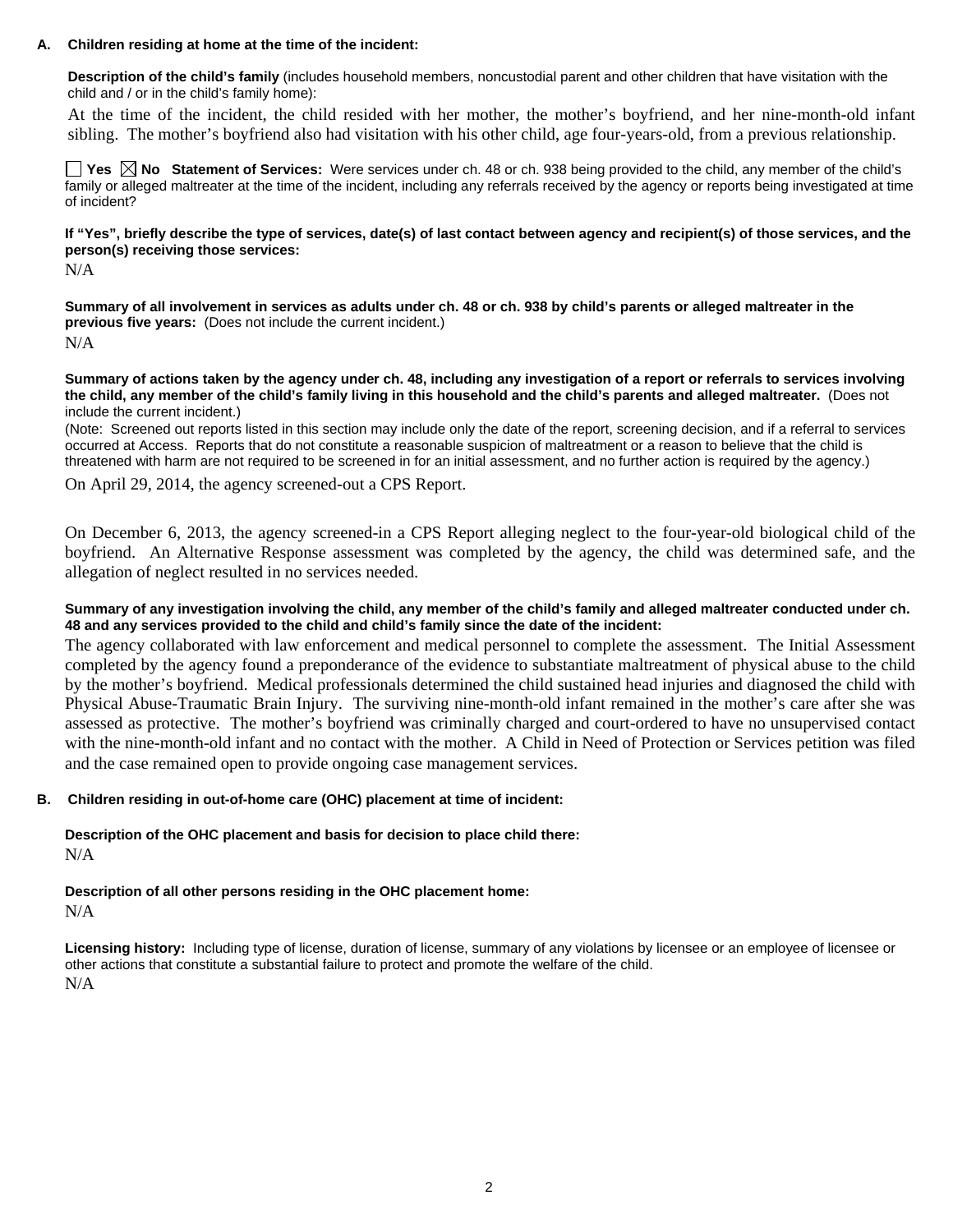**A. Children residing at home at the time of the incident:**

**Description of the child's family** (includes household members, noncustodial parent and other children that have visitation with the child and / or in the child's family home):

At the time of the incident, the child resided with her mother, the mother's boyfriend, and her nine-month-old infant sibling. The mother's boyfriend also had visitation with his other child, age four-years-old, from a previous relationship.

☐ **Yes** ☒ **No** **Statement of Services:** Were services under ch. 48 or ch. 938 being provided to the child, any member of the child's family or alleged maltreater at the time of the incident, including any referrals received by the agency or reports being investigated at time of incident?

**If "Yes", briefly describe the type of services, date(s) of last contact between agency and recipient(s) of those services, and the person(s) receiving those services:**

N/A

**Summary of all involvement in services as adults under ch. 48 or ch. 938 by child's parents or alleged maltreater in the previous five years:** (Does not include the current incident.)

N/A

**Summary of actions taken by the agency under ch. 48, including any investigation of a report or referrals to services involving the child, any member of the child's family living in this household and the child's parents and alleged maltreater.** (Does not include the current incident.)

(Note: Screened out reports listed in this section may include only the date of the report, screening decision, and if a referral to services occurred at Access. Reports that do not constitute a reasonable suspicion of maltreatment or a reason to believe that the child is threatened with harm are not required to be screened in for an initial assessment, and no further action is required by the agency.)

On April 29, 2014, the agency screened-out a CPS Report.

On December 6, 2013, the agency screened-in a CPS Report alleging neglect to the four-year-old biological child of the boyfriend. An Alternative Response assessment was completed by the agency, the child was determined safe, and the allegation of neglect resulted in no services needed.

**Summary of any investigation involving the child, any member of the child's family and alleged maltreater conducted under ch. 48 and any services provided to the child and child's family since the date of the incident:**

The agency collaborated with law enforcement and medical personnel to complete the assessment. The Initial Assessment completed by the agency found a preponderance of the evidence to substantiate maltreatment of physical abuse to the child by the mother's boyfriend. Medical professionals determined the child sustained head injuries and diagnosed the child with Physical Abuse-Traumatic Brain Injury. The surviving nine-month-old infant remained in the mother's care after she was assessed as protective. The mother's boyfriend was criminally charged and court-ordered to have no unsupervised contact with the nine-month-old infant and no contact with the mother. A Child in Need of Protection or Services petition was filed and the case remained open to provide ongoing case management services.

**B. Children residing in out-of-home care (OHC) placement at time of incident:**

**Description of the OHC placement and basis for decision to place child there:**

N/A

**Description of all other persons residing in the OHC placement home:**

N/A

**Licensing history:** Including type of license, duration of license, summary of any violations by licensee or an employee of licensee or other actions that constitute a substantial failure to protect and promote the welfare of the child.

N/A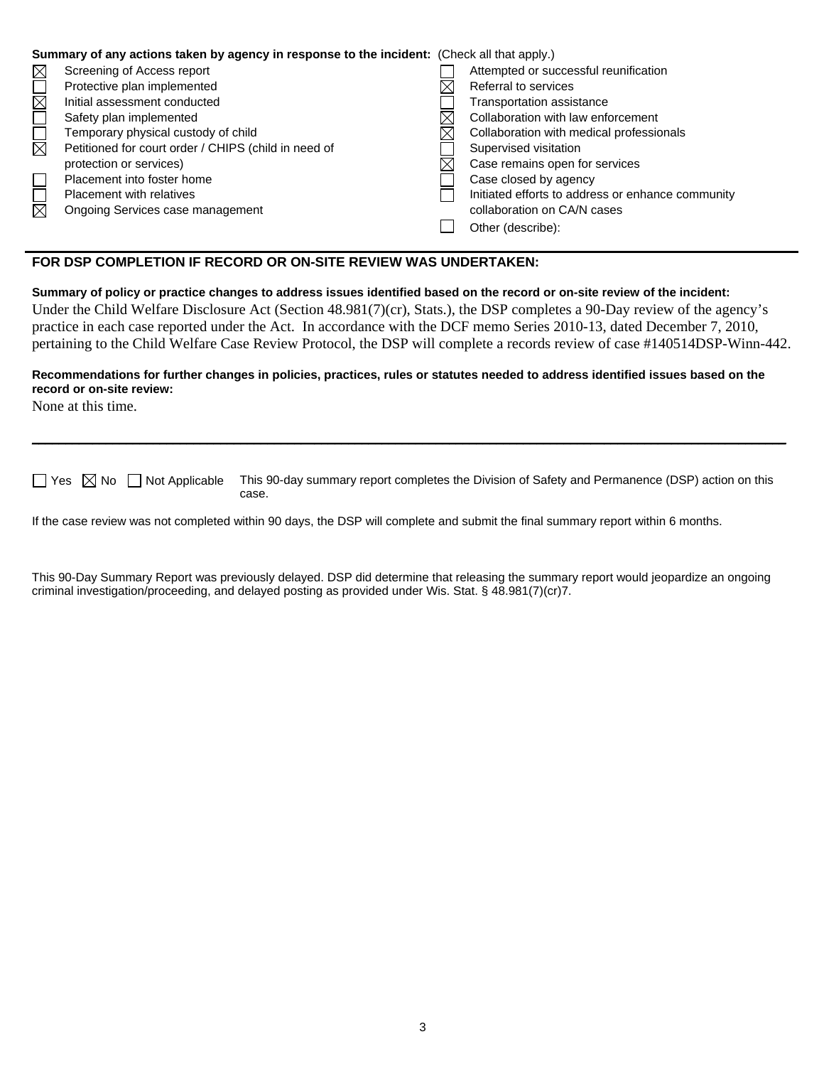**Summary of any actions taken by agency in response to the incident:** (Check all that apply.)

- ☒ Screening of Access report
- ☐ Protective plan implemented
- ☒ Initial assessment conducted
- ☐ Safety plan implemented
- ☐ Temporary physical custody of child
- ☒ Petitioned for court order / CHIPS (child in need of protection or services)
- ☐ Placement into foster home
- ☐ Placement with relatives
- ☒ Ongoing Services case management
- ☐ Attempted or successful reunification
- ☒ Referral to services
- ☐ Transportation assistance
- ☒ Collaboration with law enforcement
- ☒ Collaboration with medical professionals
- ☐ Supervised visitation
- ☒ Case remains open for services
- ☐ Case closed by agency
- ☐ Initiated efforts to address or enhance community collaboration on CA/N cases
- ☐ Other (describe):

## FOR DSP COMPLETION IF RECORD OR ON-SITE REVIEW WAS UNDERTAKEN:

**Summary of policy or practice changes to address issues identified based on the record or on-site review of the incident:**

Under the Child Welfare Disclosure Act (Section 48.981(7)(cr), Stats.), the DSP completes a 90-Day review of the agency's practice in each case reported under the Act. In accordance with the DCF memo Series 2010-13, dated December 7, 2010, pertaining to the Child Welfare Case Review Protocol, the DSP will complete a records review of case #140514DSP-Winn-442.

**Recommendations for further changes in policies, practices, rules or statutes needed to address identified issues based on the record or on-site review:**

None at this time.

☐ Yes ☒ No ☐ Not Applicable This 90-day summary report completes the Division of Safety and Permanence (DSP) action on this case.

If the case review was not completed within 90 days, the DSP will complete and submit the final summary report within 6 months.

This 90-Day Summary Report was previously delayed. DSP did determine that releasing the summary report would jeopardize an ongoing criminal investigation/proceeding, and delayed posting as provided under Wis. Stat. § 48.981(7)(cr)7.